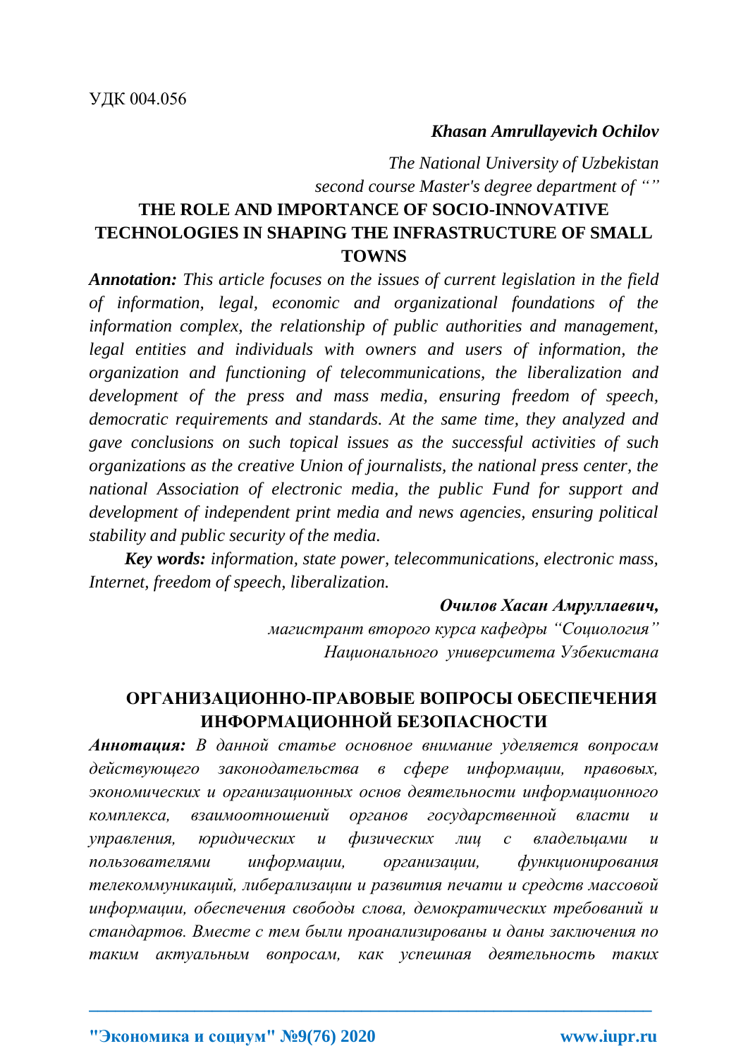УДК 004.056

***Khasan Amrullayevich Ochilov***

*The National University of Uzbekistan*

*second course Master's degree department of “”*

## THE ROLE AND IMPORTANCE OF SOCIO-INNOVATIVE TECHNOLOGIES IN SHAPING THE INFRASTRUCTURE OF SMALL TOWNS

***Annotation:*** *This article focuses on the issues of current legislation in the field of information, legal, economic and organizational foundations of the information complex, the relationship of public authorities and management, legal entities and individuals with owners and users of information, the organization and functioning of telecommunications, the liberalization and development of the press and mass media, ensuring freedom of speech, democratic requirements and standards. At the same time, they analyzed and gave conclusions on such topical issues as the successful activities of such organizations as the creative Union of journalists, the national press center, the national Association of electronic media, the public Fund for support and development of independent print media and news agencies, ensuring political stability and public security of the media.*

***Key words:*** *information, state power, telecommunications, electronic mass, Internet, freedom of speech, liberalization.*

***Очилов Хасан Амруллаевич,***

*магистрант второго курса кафедры “Социология”*

*Национального университета Узбекистана*

## ОРГАНИЗАЦИОННО-ПРАВОВЫЕ ВОПРОСЫ ОБЕСПЕЧЕНИЯ ИНФОРМАЦИОННОЙ БЕЗОПАСНОСТИ

***Аннотация:*** *В данной статье основное внимание уделяется вопросам действующего законодательства в сфере информации, правовых, экономических и организационных основ деятельности информационного комплекса, взаимоотношений органов государственной власти и управления, юридических и физических лиц с владельцами и пользователями информации, организации, функционирования телекоммуникаций, либерализации и развития печати и средств массовой информации, обеспечения свободы слова, демократических требований и стандартов. Вместе с тем были проанализированы и даны заключения по таким актуальным вопросам, как успешная деятельность таких*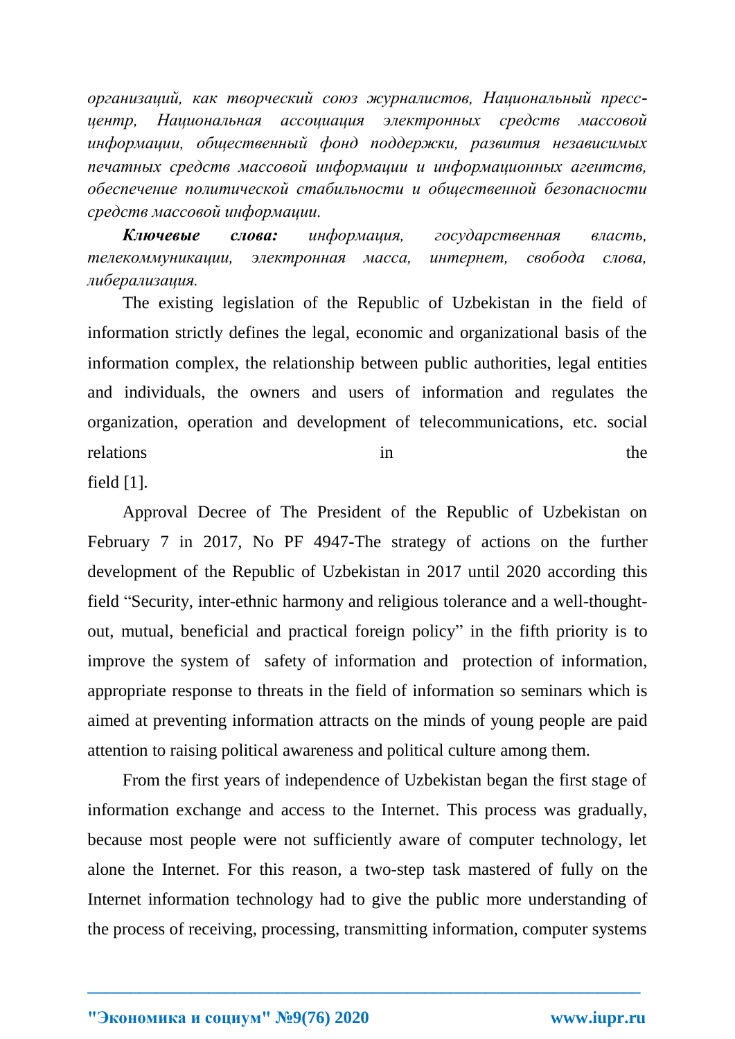*организаций, как творческий союз журналистов, Национальный пресс-центр, Национальная ассоциация электронных средств массовой информации, общественный фонд поддержки, развития независимых печатных средств массовой информации и информационных агентств, обеспечение политической стабильности и общественной безопасности средств массовой информации.*

***Ключевые слова:*** *информация, государственная власть, телекоммуникации, электронная масса, интернет, свобода слова, либерализация.*

The existing legislation of the Republic of Uzbekistan in the field of information strictly defines the legal, economic and organizational basis of the information complex, the relationship between public authorities, legal entities and individuals, the owners and users of information and regulates the organization, operation and development of telecommunications, etc. social relations in the field [1].

Approval Decree of The President of the Republic of Uzbekistan on February 7 in 2017, No PF 4947-The strategy of actions on the further development of the Republic of Uzbekistan in 2017 until 2020 according this field "Security, inter-ethnic harmony and religious tolerance and a well-thought-out, mutual, beneficial and practical foreign policy" in the fifth priority is to improve the system of safety of information and protection of information, appropriate response to threats in the field of information so seminars which is aimed at preventing information attracts on the minds of young people are paid attention to raising political awareness and political culture among them.

From the first years of independence of Uzbekistan began the first stage of information exchange and access to the Internet. This process was gradually, because most people were not sufficiently aware of computer technology, let alone the Internet. For this reason, a two-step task mastered of fully on the Internet information technology had to give the public more understanding of the process of receiving, processing, transmitting information, computer systems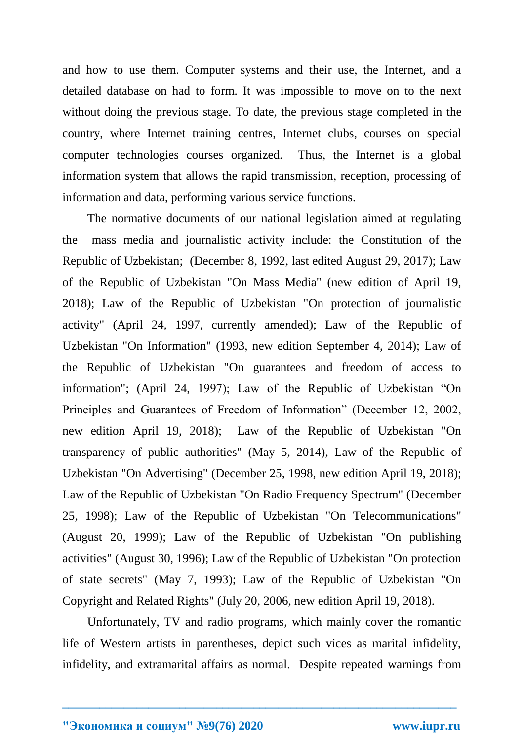and how to use them. Computer systems and their use, the Internet, and a detailed database on had to form. It was impossible to move on to the next without doing the previous stage. To date, the previous stage completed in the country, where Internet training centres, Internet clubs, courses on special computer technologies courses organized. Thus, the Internet is a global information system that allows the rapid transmission, reception, processing of information and data, performing various service functions.

The normative documents of our national legislation aimed at regulating the mass media and journalistic activity include: the Constitution of the Republic of Uzbekistan; (December 8, 1992, last edited August 29, 2017); Law of the Republic of Uzbekistan "On Mass Media" (new edition of April 19, 2018); Law of the Republic of Uzbekistan "On protection of journalistic activity" (April 24, 1997, currently amended); Law of the Republic of Uzbekistan "On Information" (1993, new edition September 4, 2014); Law of the Republic of Uzbekistan "On guarantees and freedom of access to information"; (April 24, 1997); Law of the Republic of Uzbekistan "On Principles and Guarantees of Freedom of Information" (December 12, 2002, new edition April 19, 2018); Law of the Republic of Uzbekistan "On transparency of public authorities" (May 5, 2014), Law of the Republic of Uzbekistan "On Advertising" (December 25, 1998, new edition April 19, 2018); Law of the Republic of Uzbekistan "On Radio Frequency Spectrum" (December 25, 1998); Law of the Republic of Uzbekistan "On Telecommunications" (August 20, 1999); Law of the Republic of Uzbekistan "On publishing activities" (August 30, 1996); Law of the Republic of Uzbekistan "On protection of state secrets" (May 7, 1993); Law of the Republic of Uzbekistan "On Copyright and Related Rights" (July 20, 2006, new edition April 19, 2018).

Unfortunately, TV and radio programs, which mainly cover the romantic life of Western artists in parentheses, depict such vices as marital infidelity, infidelity, and extramarital affairs as normal. Despite repeated warnings from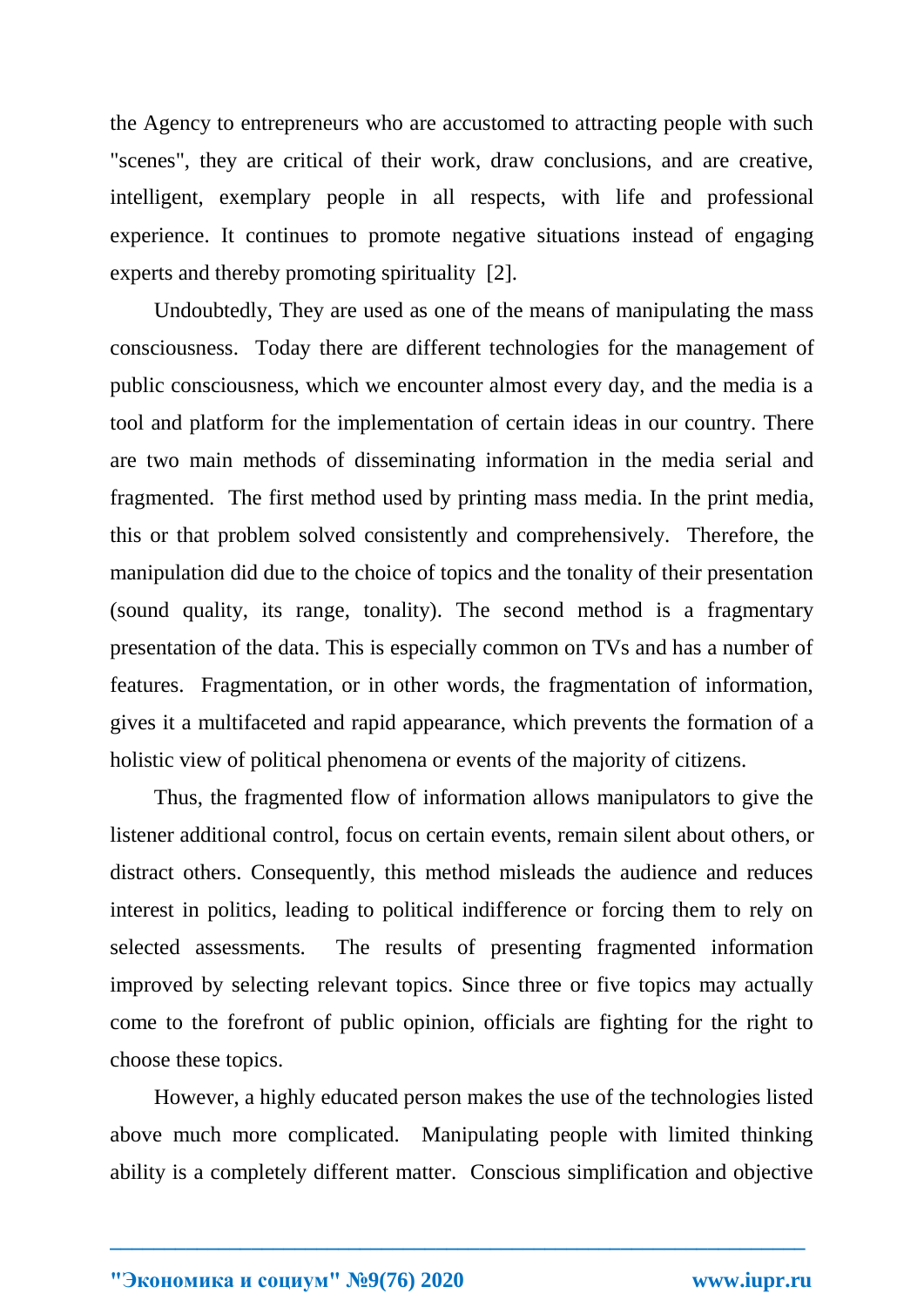the Agency to entrepreneurs who are accustomed to attracting people with such "scenes", they are critical of their work, draw conclusions, and are creative, intelligent, exemplary people in all respects, with life and professional experience. It continues to promote negative situations instead of engaging experts and thereby promoting spirituality [2].

Undoubtedly, They are used as one of the means of manipulating the mass consciousness. Today there are different technologies for the management of public consciousness, which we encounter almost every day, and the media is a tool and platform for the implementation of certain ideas in our country. There are two main methods of disseminating information in the media serial and fragmented. The first method used by printing mass media. In the print media, this or that problem solved consistently and comprehensively. Therefore, the manipulation did due to the choice of topics and the tonality of their presentation (sound quality, its range, tonality). The second method is a fragmentary presentation of the data. This is especially common on TVs and has a number of features. Fragmentation, or in other words, the fragmentation of information, gives it a multifaceted and rapid appearance, which prevents the formation of a holistic view of political phenomena or events of the majority of citizens.

Thus, the fragmented flow of information allows manipulators to give the listener additional control, focus on certain events, remain silent about others, or distract others. Consequently, this method misleads the audience and reduces interest in politics, leading to political indifference or forcing them to rely on selected assessments. The results of presenting fragmented information improved by selecting relevant topics. Since three or five topics may actually come to the forefront of public opinion, officials are fighting for the right to choose these topics.

However, a highly educated person makes the use of the technologies listed above much more complicated. Manipulating people with limited thinking ability is a completely different matter. Conscious simplification and objective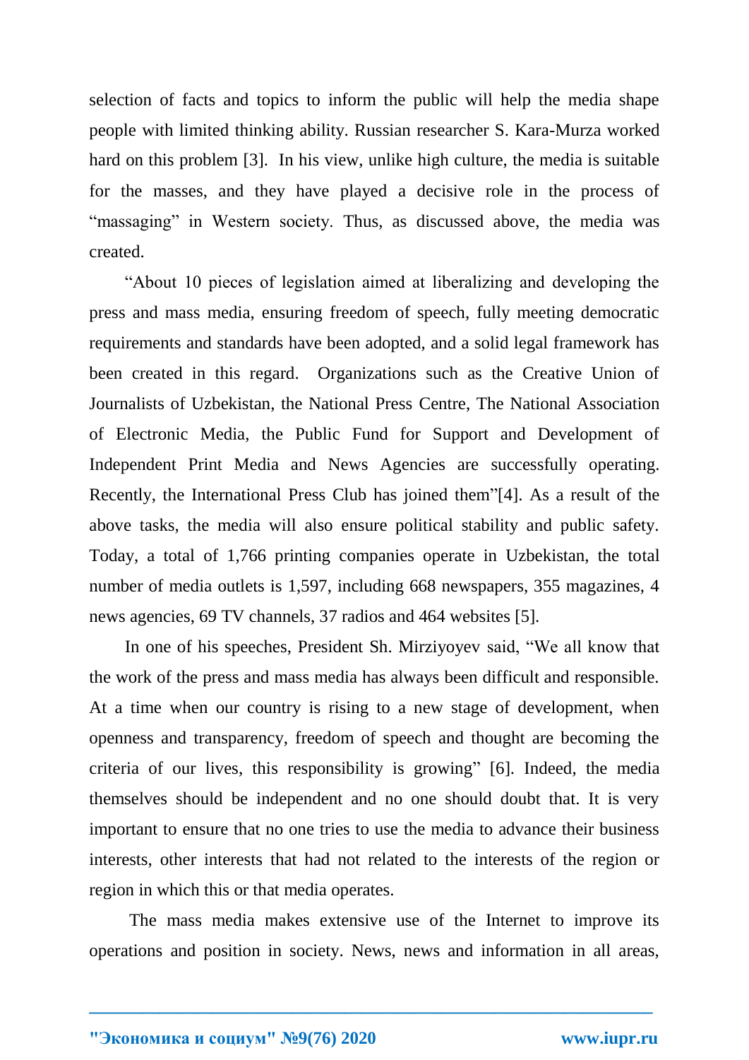selection of facts and topics to inform the public will help the media shape people with limited thinking ability. Russian researcher S. Kara-Murza worked hard on this problem [3]. In his view, unlike high culture, the media is suitable for the masses, and they have played a decisive role in the process of "massaging" in Western society. Thus, as discussed above, the media was created.

"About 10 pieces of legislation aimed at liberalizing and developing the press and mass media, ensuring freedom of speech, fully meeting democratic requirements and standards have been adopted, and a solid legal framework has been created in this regard. Organizations such as the Creative Union of Journalists of Uzbekistan, the National Press Centre, The National Association of Electronic Media, the Public Fund for Support and Development of Independent Print Media and News Agencies are successfully operating. Recently, the International Press Club has joined them"[4]. As a result of the above tasks, the media will also ensure political stability and public safety. Today, a total of 1,766 printing companies operate in Uzbekistan, the total number of media outlets is 1,597, including 668 newspapers, 355 magazines, 4 news agencies, 69 TV channels, 37 radios and 464 websites [5].

In one of his speeches, President Sh. Mirziyoyev said, "We all know that the work of the press and mass media has always been difficult and responsible. At a time when our country is rising to a new stage of development, when openness and transparency, freedom of speech and thought are becoming the criteria of our lives, this responsibility is growing" [6]. Indeed, the media themselves should be independent and no one should doubt that. It is very important to ensure that no one tries to use the media to advance their business interests, other interests that had not related to the interests of the region or region in which this or that media operates.

The mass media makes extensive use of the Internet to improve its operations and position in society. News, news and information in all areas,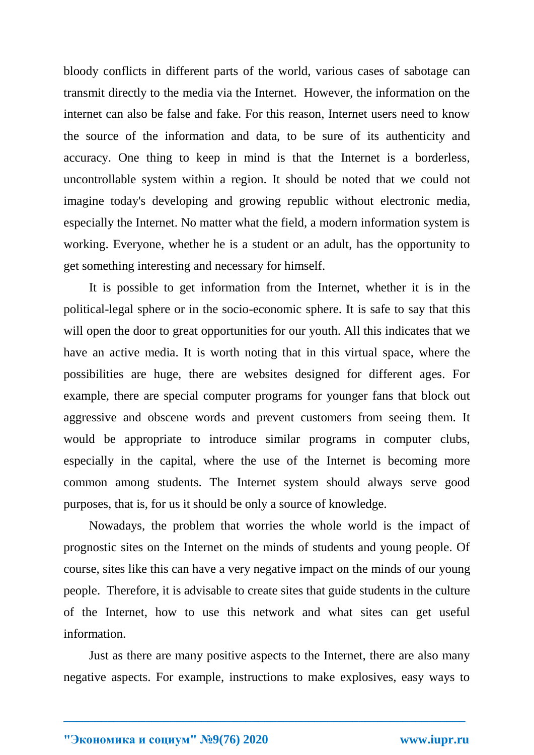bloody conflicts in different parts of the world, various cases of sabotage can transmit directly to the media via the Internet. However, the information on the internet can also be false and fake. For this reason, Internet users need to know the source of the information and data, to be sure of its authenticity and accuracy. One thing to keep in mind is that the Internet is a borderless, uncontrollable system within a region. It should be noted that we could not imagine today's developing and growing republic without electronic media, especially the Internet. No matter what the field, a modern information system is working. Everyone, whether he is a student or an adult, has the opportunity to get something interesting and necessary for himself.

It is possible to get information from the Internet, whether it is in the political-legal sphere or in the socio-economic sphere. It is safe to say that this will open the door to great opportunities for our youth. All this indicates that we have an active media. It is worth noting that in this virtual space, where the possibilities are huge, there are websites designed for different ages. For example, there are special computer programs for younger fans that block out aggressive and obscene words and prevent customers from seeing them. It would be appropriate to introduce similar programs in computer clubs, especially in the capital, where the use of the Internet is becoming more common among students. The Internet system should always serve good purposes, that is, for us it should be only a source of knowledge.

Nowadays, the problem that worries the whole world is the impact of prognostic sites on the Internet on the minds of students and young people. Of course, sites like this can have a very negative impact on the minds of our young people. Therefore, it is advisable to create sites that guide students in the culture of the Internet, how to use this network and what sites can get useful information.

Just as there are many positive aspects to the Internet, there are also many negative aspects. For example, instructions to make explosives, easy ways to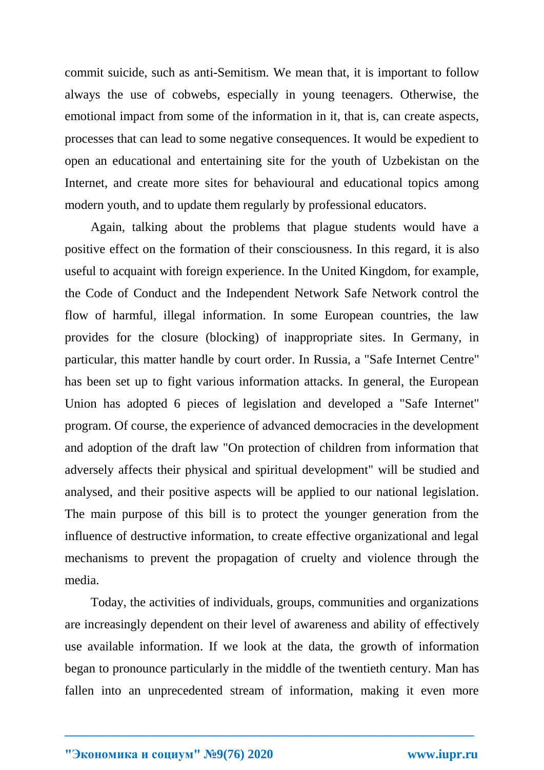commit suicide, such as anti-Semitism. We mean that, it is important to follow always the use of cobwebs, especially in young teenagers. Otherwise, the emotional impact from some of the information in it, that is, can create aspects, processes that can lead to some negative consequences. It would be expedient to open an educational and entertaining site for the youth of Uzbekistan on the Internet, and create more sites for behavioural and educational topics among modern youth, and to update them regularly by professional educators.

Again, talking about the problems that plague students would have a positive effect on the formation of their consciousness. In this regard, it is also useful to acquaint with foreign experience. In the United Kingdom, for example, the Code of Conduct and the Independent Network Safe Network control the flow of harmful, illegal information. In some European countries, the law provides for the closure (blocking) of inappropriate sites. In Germany, in particular, this matter handle by court order. In Russia, a "Safe Internet Centre" has been set up to fight various information attacks. In general, the European Union has adopted 6 pieces of legislation and developed a "Safe Internet" program. Of course, the experience of advanced democracies in the development and adoption of the draft law "On protection of children from information that adversely affects their physical and spiritual development" will be studied and analysed, and their positive aspects will be applied to our national legislation. The main purpose of this bill is to protect the younger generation from the influence of destructive information, to create effective organizational and legal mechanisms to prevent the propagation of cruelty and violence through the media.

Today, the activities of individuals, groups, communities and organizations are increasingly dependent on their level of awareness and ability of effectively use available information. If we look at the data, the growth of information began to pronounce particularly in the middle of the twentieth century. Man has fallen into an unprecedented stream of information, making it even more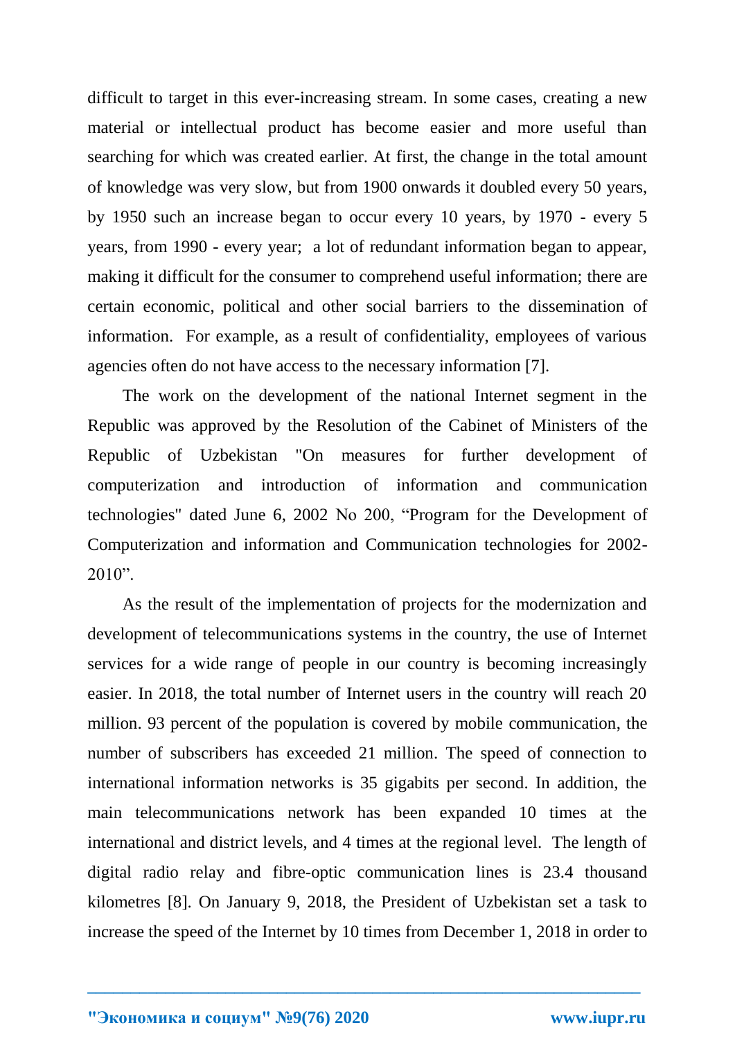difficult to target in this ever-increasing stream. In some cases, creating a new material or intellectual product has become easier and more useful than searching for which was created earlier. At first, the change in the total amount of knowledge was very slow, but from 1900 onwards it doubled every 50 years, by 1950 such an increase began to occur every 10 years, by 1970 - every 5 years, from 1990 - every year; a lot of redundant information began to appear, making it difficult for the consumer to comprehend useful information; there are certain economic, political and other social barriers to the dissemination of information. For example, as a result of confidentiality, employees of various agencies often do not have access to the necessary information [7].

The work on the development of the national Internet segment in the Republic was approved by the Resolution of the Cabinet of Ministers of the Republic of Uzbekistan "On measures for further development of computerization and introduction of information and communication technologies" dated June 6, 2002 No 200, “Program for the Development of Computerization and information and Communication technologies for 2002-2010”.

As the result of the implementation of projects for the modernization and development of telecommunications systems in the country, the use of Internet services for a wide range of people in our country is becoming increasingly easier. In 2018, the total number of Internet users in the country will reach 20 million. 93 percent of the population is covered by mobile communication, the number of subscribers has exceeded 21 million. The speed of connection to international information networks is 35 gigabits per second. In addition, the main telecommunications network has been expanded 10 times at the international and district levels, and 4 times at the regional level. The length of digital radio relay and fibre-optic communication lines is 23.4 thousand kilometres [8]. On January 9, 2018, the President of Uzbekistan set a task to increase the speed of the Internet by 10 times from December 1, 2018 in order to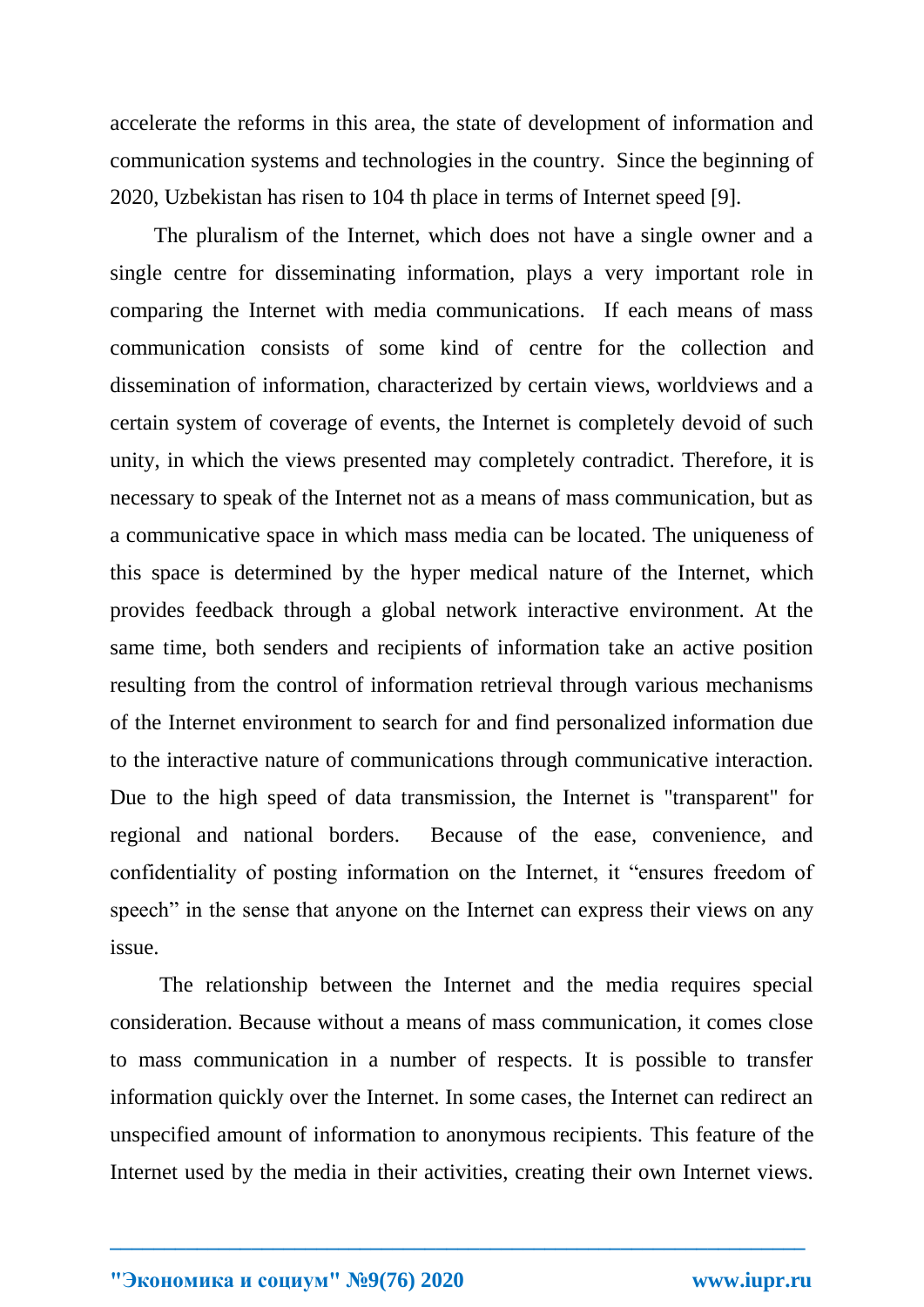accelerate the reforms in this area, the state of development of information and communication systems and technologies in the country. Since the beginning of 2020, Uzbekistan has risen to 104 th place in terms of Internet speed [9].

The pluralism of the Internet, which does not have a single owner and a single centre for disseminating information, plays a very important role in comparing the Internet with media communications. If each means of mass communication consists of some kind of centre for the collection and dissemination of information, characterized by certain views, worldviews and a certain system of coverage of events, the Internet is completely devoid of such unity, in which the views presented may completely contradict. Therefore, it is necessary to speak of the Internet not as a means of mass communication, but as a communicative space in which mass media can be located. The uniqueness of this space is determined by the hyper medical nature of the Internet, which provides feedback through a global network interactive environment. At the same time, both senders and recipients of information take an active position resulting from the control of information retrieval through various mechanisms of the Internet environment to search for and find personalized information due to the interactive nature of communications through communicative interaction. Due to the high speed of data transmission, the Internet is "transparent" for regional and national borders. Because of the ease, convenience, and confidentiality of posting information on the Internet, it "ensures freedom of speech" in the sense that anyone on the Internet can express their views on any issue.

The relationship between the Internet and the media requires special consideration. Because without a means of mass communication, it comes close to mass communication in a number of respects. It is possible to transfer information quickly over the Internet. In some cases, the Internet can redirect an unspecified amount of information to anonymous recipients. This feature of the Internet used by the media in their activities, creating their own Internet views.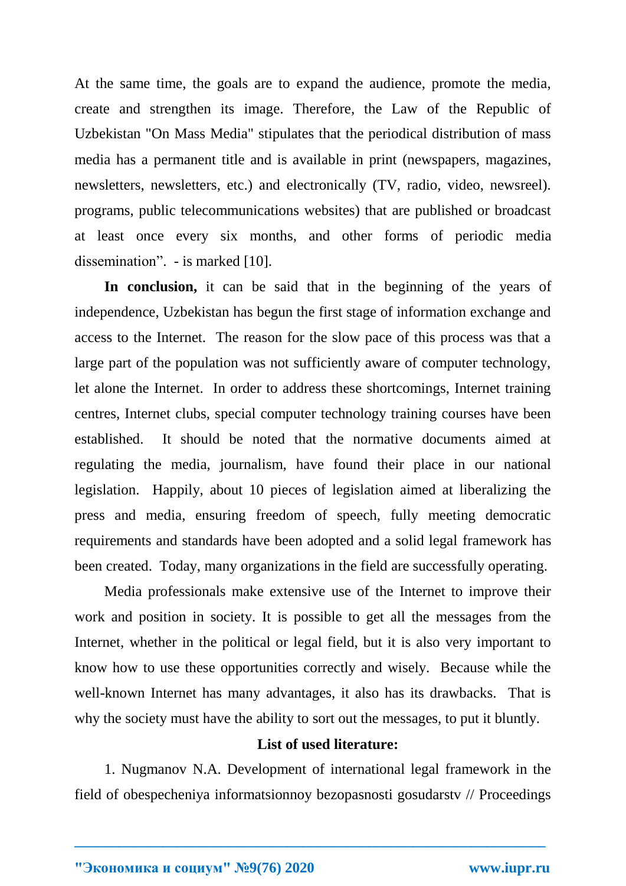At the same time, the goals are to expand the audience, promote the media, create and strengthen its image. Therefore, the Law of the Republic of Uzbekistan "On Mass Media" stipulates that the periodical distribution of mass media has a permanent title and is available in print (newspapers, magazines, newsletters, newsletters, etc.) and electronically (TV, radio, video, newsreel). programs, public telecommunications websites) that are published or broadcast at least once every six months, and other forms of periodic media dissemination”. - is marked [10].

**In conclusion,** it can be said that in the beginning of the years of independence, Uzbekistan has begun the first stage of information exchange and access to the Internet. The reason for the slow pace of this process was that a large part of the population was not sufficiently aware of computer technology, let alone the Internet. In order to address these shortcomings, Internet training centres, Internet clubs, special computer technology training courses have been established. It should be noted that the normative documents aimed at regulating the media, journalism, have found their place in our national legislation. Happily, about 10 pieces of legislation aimed at liberalizing the press and media, ensuring freedom of speech, fully meeting democratic requirements and standards have been adopted and a solid legal framework has been created. Today, many organizations in the field are successfully operating.

Media professionals make extensive use of the Internet to improve their work and position in society. It is possible to get all the messages from the Internet, whether in the political or legal field, but it is also very important to know how to use these opportunities correctly and wisely. Because while the well-known Internet has many advantages, it also has its drawbacks. That is why the society must have the ability to sort out the messages, to put it bluntly.

**List of used literature:**

1. Nugmanov N.A. Development of international legal framework in the field of obespecheniya informatsionnoy bezopasnosti gosudarstv // Proceedings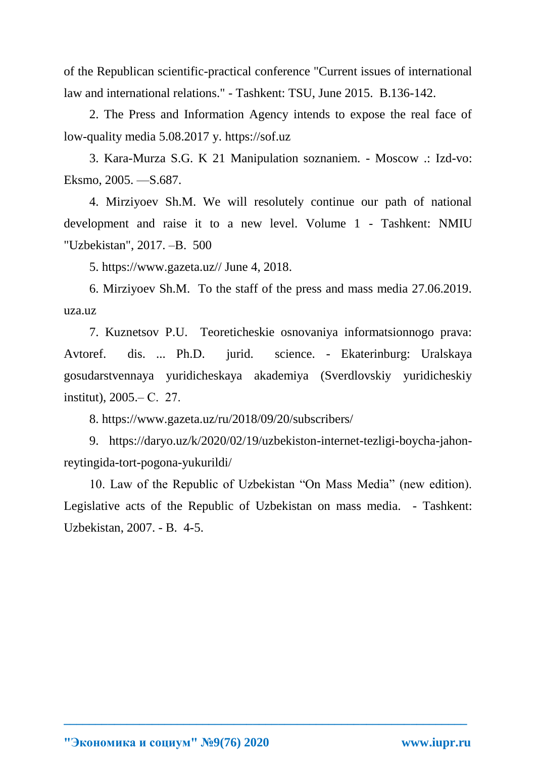of the Republican scientific-practical conference "Current issues of international law and international relations." - Tashkent: TSU, June 2015. B.136-142.

2. The Press and Information Agency intends to expose the real face of low-quality media 5.08.2017 y. https://sof.uz

3. Kara-Murza S.G. K 21 Manipulation soznaniem. - Moscow .: Izd-vo: Eksmo, 2005. —S.687.

4. Mirziyoev Sh.M. We will resolutely continue our path of national development and raise it to a new level. Volume 1 - Tashkent: NMIU "Uzbekistan", 2017. –B. 500

5. https://www.gazeta.uz// June 4, 2018.

6. Mirziyoev Sh.M. To the staff of the press and mass media 27.06.2019. uza.uz

7. Kuznetsov P.U. Teoreticheskie osnovaniya informatsionnogo prava: Avtoref. dis. ... Ph.D. jurid. science. - Ekaterinburg: Uralskaya gosudarstvennaya yuridicheskaya akademiya (Sverdlovskiy yuridicheskiy institut), 2005.– C. 27.

8. https://www.gazeta.uz/ru/2018/09/20/subscribers/

9. https://daryo.uz/k/2020/02/19/uzbekiston-internet-tezligi-boycha-jahon-reytingida-tort-pogona-yukurildi/

10. Law of the Republic of Uzbekistan “On Mass Media” (new edition). Legislative acts of the Republic of Uzbekistan on mass media. - Tashkent: Uzbekistan, 2007. - B. 4-5.